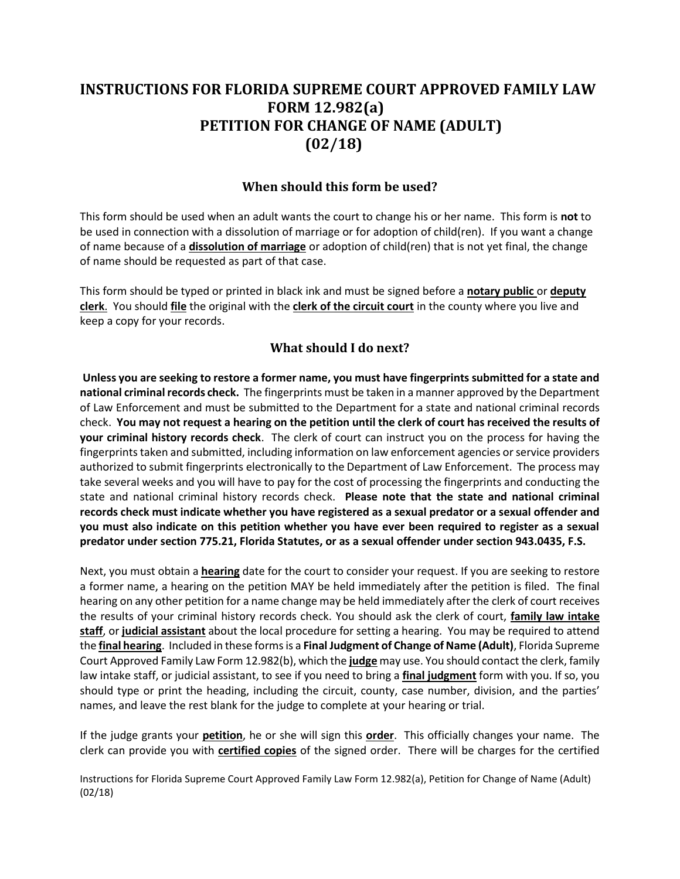# INSTRUCTIONS FOR FLORIDA SUPREME COURT APPROVED FAMILY LAW FORM 12.982(a) PETITION FOR CHANGE OF NAME (ADULT) (02/18)

## When should this form be used?

This form should be used when an adult wants the court to change his or her name. This form is **not** to be used in connection with a dissolution of marriage or for adoption of child(ren). If you want a change of name because of a **dissolution of marriage** or adoption of child(ren) that is not yet final, the change of name should be requested as part of that case.

This form should be typed or printed in black ink and must be signed before a **notary public** or **deputy clerk**. You should **file** the original with the **clerk of the circuit court** in the county where you live and keep a copy for your records.

## What should I do next?

**Unless you are seeking to restore a former name, you must have fingerprints submitted for a state and national criminal records check.** The fingerprints must be taken in a manner approved by the Department of Law Enforcement and must be submitted to the Department for a state and national criminal records check. **You may not request a hearing on the petition until the clerk of court has received the results of your criminal history records check**. The clerk of court can instruct you on the process for having the fingerprints taken and submitted, including information on law enforcement agencies or service providers authorized to submit fingerprints electronically to the Department of Law Enforcement. The process may take several weeks and you will have to pay for the cost of processing the fingerprints and conducting the state and national criminal history records check. **Please note that the state and national criminal records check must indicate whether you have registered as a sexual predator or a sexual offender and you must also indicate on this petition whether you have ever been required to register as a sexual predator under section 775.21, Florida Statutes, or as a sexual offender under section 943.0435, F.S.**

Next, you must obtain a **hearing** date for the court to consider your request. If you are seeking to restore a former name, a hearing on the petition MAY be held immediately after the petition is filed. The final hearing on any other petition for a name change may be held immediately after the clerk of court receives the results of your criminal history records check. You should ask the clerk of court, **family law intake staff**, or **judicial assistant** about the local procedure for setting a hearing. You may be required to attend the **final hearing**. Included in these forms is a **Final Judgment of Change of Name (Adult)**, Florida Supreme Court Approved Family Law Form 12.982(b), which the **judge** may use. You should contact the clerk, family law intake staff, or judicial assistant, to see if you need to bring a **final judgment** form with you. If so, you should type or print the heading, including the circuit, county, case number, division, and the parties' names, and leave the rest blank for the judge to complete at your hearing or trial.

If the judge grants your **petition**, he or she will sign this **order**. This officially changes your name. The clerk can provide you with **certified copies** of the signed order. There will be charges for the certified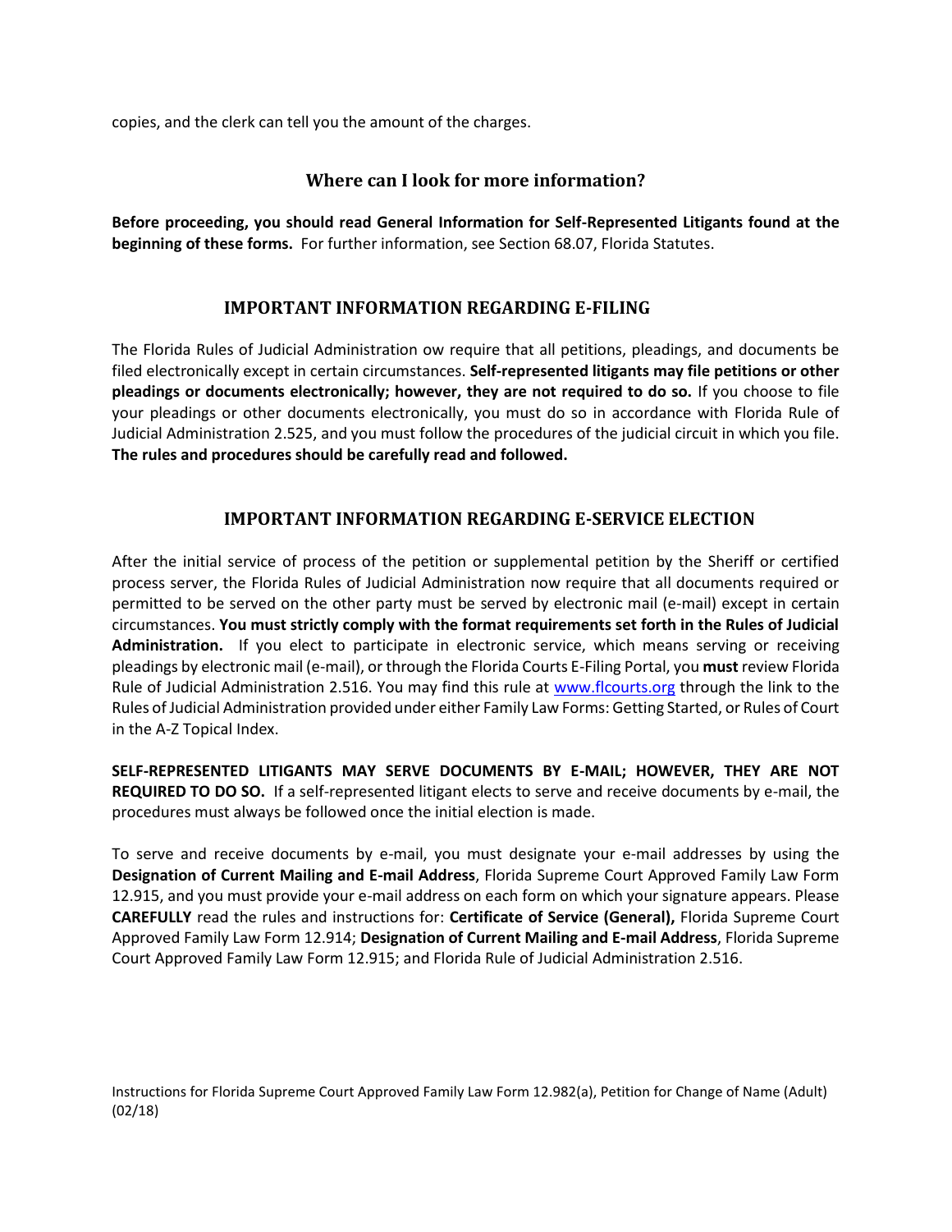copies, and the clerk can tell you the amount of the charges.

## Where can I look for more information?

**Before proceeding, you should read General Information for Self-Represented Litigants found at the beginning of these forms.** For further information, see Section 68.07, Florida Statutes.

## IMPORTANT INFORMATION REGARDING E-FILING

The Florida Rules of Judicial Administration ow require that all petitions, pleadings, and documents be filed electronically except in certain circumstances. **Self-represented litigants may file petitions or other pleadings or documents electronically; however, they are not required to do so.** If you choose to file your pleadings or other documents electronically, you must do so in accordance with Florida Rule of Judicial Administration 2.525, and you must follow the procedures of the judicial circuit in which you file. **The rules and procedures should be carefully read and followed.**

## IMPORTANT INFORMATION REGARDING E-SERVICE ELECTION

After the initial service of process of the petition or supplemental petition by the Sheriff or certified process server, the Florida Rules of Judicial Administration now require that all documents required or permitted to be served on the other party must be served by electronic mail (e-mail) except in certain circumstances. **You must strictly comply with the format requirements set forth in the Rules of Judicial Administration.** If you elect to participate in electronic service, which means serving or receiving pleadings by electronic mail (e-mail), or through the Florida Courts E-Filing Portal, you **must** review Florida Rule of Judicial Administration 2.516. You may find this rule at [www.flcourts.org](http://www.flcourts.org) through the link to the Rules of Judicial Administration provided under either Family Law Forms: Getting Started, or Rules of Court in the A-Z Topical Index.

**SELF-REPRESENTED LITIGANTS MAY SERVE DOCUMENTS BY E-MAIL; HOWEVER, THEY ARE NOT REQUIRED TO DO SO.** If a self-represented litigant elects to serve and receive documents by e-mail, the procedures must always be followed once the initial election is made.

To serve and receive documents by e-mail, you must designate your e-mail addresses by using the **Designation of Current Mailing and E-mail Address**, Florida Supreme Court Approved Family Law Form 12.915, and you must provide your e-mail address on each form on which your signature appears. Please **CAREFULLY** read the rules and instructions for: **Certificate of Service (General),** Florida Supreme Court Approved Family Law Form 12.914; **Designation of Current Mailing and E-mail Address**, Florida Supreme Court Approved Family Law Form 12.915; and Florida Rule of Judicial Administration 2.516.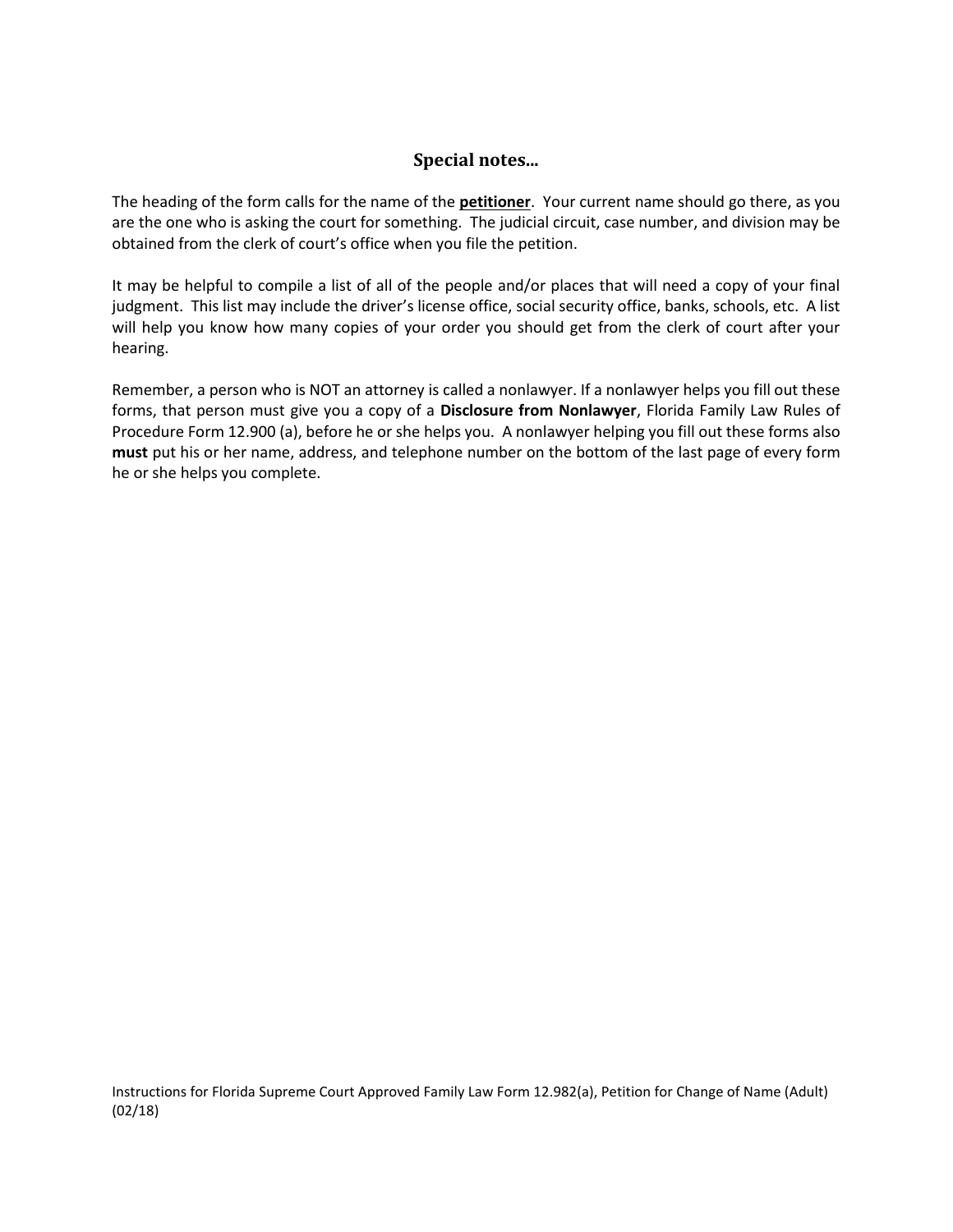## Special notes...

The heading of the form calls for the name of the **petitioner**. Your current name should go there, as you are the one who is asking the court for something. The judicial circuit, case number, and division may be obtained from the clerk of court's office when you file the petition.

It may be helpful to compile a list of all of the people and/or places that will need a copy of your final judgment. This list may include the driver's license office, social security office, banks, schools, etc. A list will help you know how many copies of your order you should get from the clerk of court after your hearing.

Remember, a person who is NOT an attorney is called a nonlawyer. If a nonlawyer helps you fill out these forms, that person must give you a copy of a **Disclosure from Nonlawyer**, Florida Family Law Rules of Procedure Form 12.900 (a), before he or she helps you. A nonlawyer helping you fill out these forms also **must** put his or her name, address, and telephone number on the bottom of the last page of every form he or she helps you complete.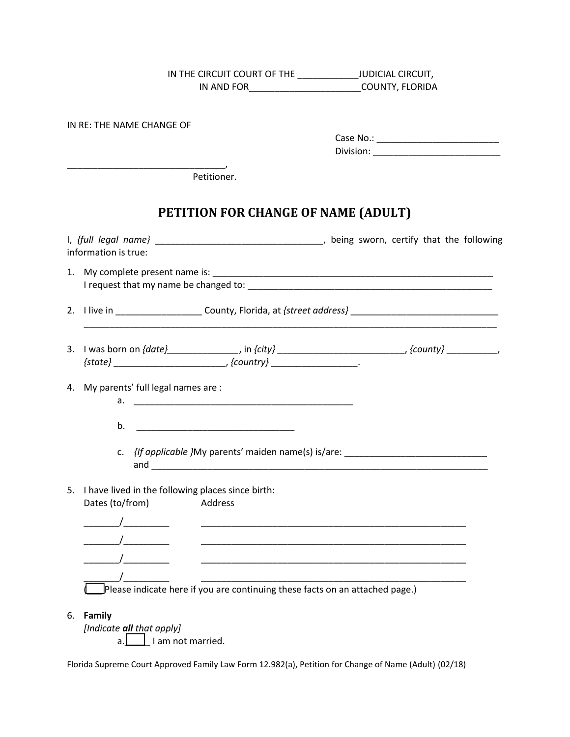IN THE CIRCUIT COURT OF THE ____________JUDICIAL CIRCUIT,
IN AND FOR______________________COUNTY, FLORIDA

IN RE: THE NAME CHANGE OF

Case No.: ________________________
Division: _________________________

_______________________________,
Petitioner.

# PETITION FOR CHANGE OF NAME (ADULT)

I, *{full legal name}* _________________________________, being sworn, certify that the following information is true:

1. My complete present name is: __________________________________________________________
   I request that my name be changed to: ___________________________________________________

2. I live in ________________ County, Florida, at *{street address}* ______________________________
   _________________________________________________________________________________

3. I was born on *{date}*______________, in *{city}* _________________________, *{county}* __________, *{state}* ______________________, *{country}* _________________.

4. My parents' full legal names are :
   a. ____________________________________________
   b. _______________________________
   c. *{If applicable }*My parents' maiden name(s) is/are: ____________________________ and ____________________________________________________________________

5. I have lived in the following places since birth:
   Dates (to/from) Address

   _______/_________ ______________________________________________________
   _______/_________ ______________________________________________________
   _______/_________ ______________________________________________________
   _______/_________ ______________________________________________________
   (___Please indicate here if you are continuing these facts on an attached page.)

6. **Family**
   *[Indicate **all** that apply]*
   a.____ I am not married.

Florida Supreme Court Approved Family Law Form 12.982(a), Petition for Change of Name (Adult) (02/18)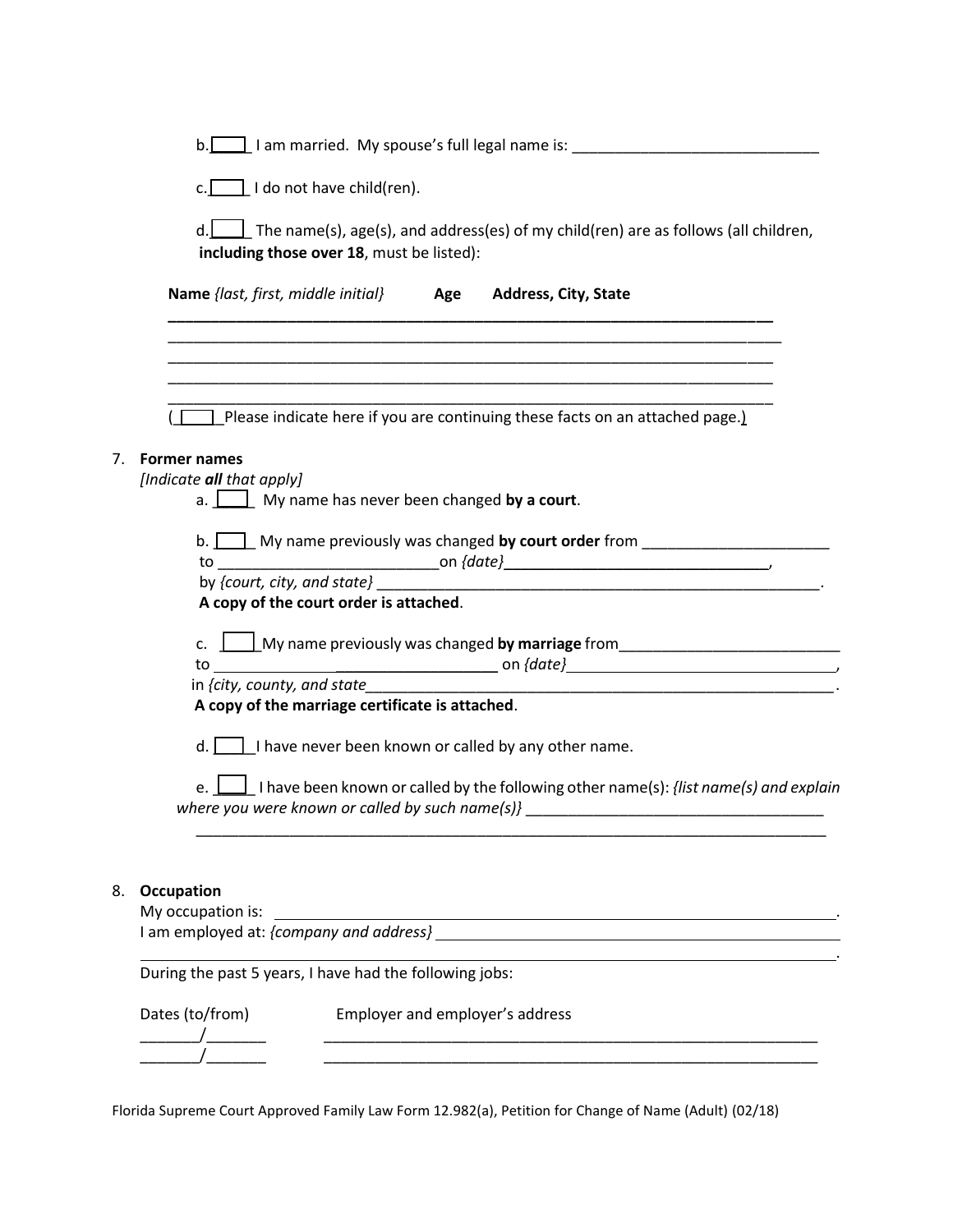b. ____ I am married. My spouse's full legal name is: ______________________________

c. ____ I do not have child(ren).

d. ____ The name(s), age(s), and address(es) of my child(ren) are as follows (all children, **including those over 18**, must be listed):

**Name** *{last, first, middle initial}* **Age** **Address, City, State**

___________________________________________________________________________
___________________________________________________________________________
___________________________________________________________________________
___________________________________________________________________________
___________________________________________________________________________

( ____ Please indicate here if you are continuing these facts on an attached page.)

7. **Former names**
   *[Indicate **all** that apply]*

   a. ____ My name has never been changed **by a court**.

   b. ____ My name previously was changed **by court order** from ______________________ to __________________________ on *{date}* ________________________________, by *{court, city, and state}* _______________________________________________________.
   **A copy of the court order is attached**.

   c. ____ My name previously was changed **by marriage** from__________________________ to ___________________________________ on *{date}* ____________________________, in *{city, county, and state* _________________________________________________________.
   **A copy of the marriage certificate is attached**.

   d. ____ I have never been known or called by any other name.

   e. ____ I have been known or called by the following other name(s): *{list name(s) and explain where you were known or called by such name(s)}* ___________________________________
   ____________________________________________________________________________

8. **Occupation**
   My occupation is: ____________________________________________________________________.
   I am employed at: *{company and address}* _______________________________________________
   ____________________________________________________________________________.
   During the past 5 years, I have had the following jobs:

| Dates (to/from) | Employer and employer's address |
| --- | --- |
| _______/_______ | _____________________________________________________________ |
| _______/_______ | _____________________________________________________________ |

Florida Supreme Court Approved Family Law Form 12.982(a), Petition for Change of Name (Adult) (02/18)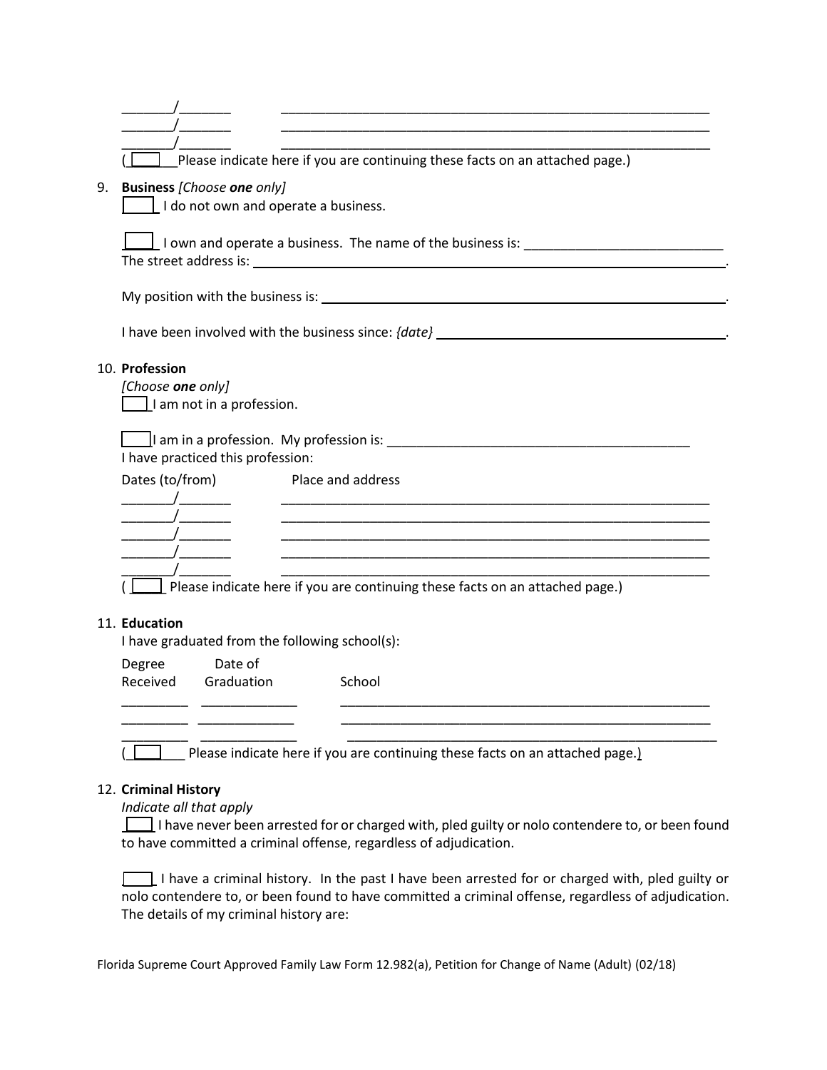_______/_______ _____________________________________________________________

_______/_______ _____________________________________________________________

_______/_______ _____________________________________________________________

( ☐ Please indicate here if you are continuing these facts on an attached page.)

9. **Business** *[Choose **one** only]*

   ☐ I do not own and operate a business.

   ☐ I own and operate a business. The name of the business is: ___________________________
   The street address is: ____________________________________________________________.

   My position with the business is: ____________________________________________________.

   I have been involved with the business since: *{date}* _____________________________________.

10. **Profession**
    *[Choose **one** only]*
    ☐ I am not in a profession.

    ☐ I am in a profession. My profession is: __________________________________________
    I have practiced this profession:

    Dates (to/from) Place and address

    _______/_______ _____________________________________________________________

    _______/_______ _____________________________________________________________

    _______/_______ _____________________________________________________________

    _______/_______ _____________________________________________________________

    _______/_______ _____________________________________________________________

    ( ☐ Please indicate here if you are continuing these facts on an attached page.)

11. **Education**
    I have graduated from the following school(s):

| Degree Received | Date of Graduation | School |
|---|---|---|
| _________ | _____________ | _____________________________________________________ |
| _________ | _____________ | _____________________________________________________ |
| _________ | _____________ | _____________________________________________________ |

( ☐ Please indicate here if you are continuing these facts on an attached page.)

12. **Criminal History**
    *Indicate all that apply*
    ☐ I have never been arrested for or charged with, pled guilty or nolo contendere to, or been found to have committed a criminal offense, regardless of adjudication.

    ☐ I have a criminal history. In the past I have been arrested for or charged with, pled guilty or nolo contendere to, or been found to have committed a criminal offense, regardless of adjudication. The details of my criminal history are:

Florida Supreme Court Approved Family Law Form 12.982(a), Petition for Change of Name (Adult) (02/18)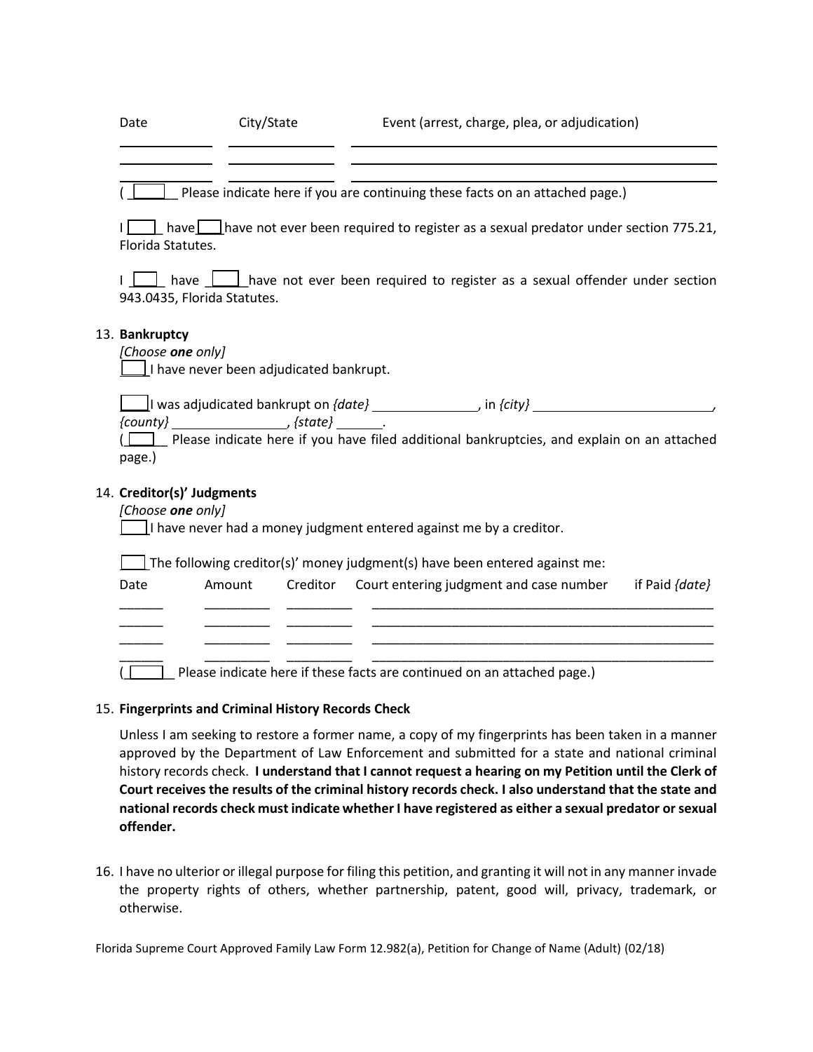| Date | City/State | Event (arrest, charge, plea, or adjudication) |
|---|---|---|
| | | |
| | | |

( ____ Please indicate here if you are continuing these facts on an attached page.)

I ____ have ____ have not ever been required to register as a sexual predator under section 775.21, Florida Statutes.

I ____ have ____ have not ever been required to register as a sexual offender under section 943.0435, Florida Statutes.

13. **Bankruptcy**

    *[Choose **one** only]*

    ____ I have never been adjudicated bankrupt.

    ____ I was adjudicated bankrupt on *{date}* ______________, in *{city}* ________________________, *{county}* ________________, *{state}* ______.

    ( ____ Please indicate here if you have filed additional bankruptcies, and explain on an attached page.)

14. **Creditor(s)' Judgments**

    *[Choose **one** only]*

    ____ I have never had a money judgment entered against me by a creditor.

    ____ The following creditor(s)' money judgment(s) have been entered against me:

| Date | Amount | Creditor | Court entering judgment and case number | if Paid *{date}* |
|---|---|---|---|---|
| | | | | |
| | | | | |
| | | | | |
| | | | | |

( ____ Please indicate here if these facts are continued on an attached page.)

15. **Fingerprints and Criminal History Records Check**

    Unless I am seeking to restore a former name, a copy of my fingerprints has been taken in a manner approved by the Department of Law Enforcement and submitted for a state and national criminal history records check. **I understand that I cannot request a hearing on my Petition until the Clerk of Court receives the results of the criminal history records check. I also understand that the state and national records check must indicate whether I have registered as either a sexual predator or sexual offender.**

16. I have no ulterior or illegal purpose for filing this petition, and granting it will not in any manner invade the property rights of others, whether partnership, patent, good will, privacy, trademark, or otherwise.

Florida Supreme Court Approved Family Law Form 12.982(a), Petition for Change of Name (Adult) (02/18)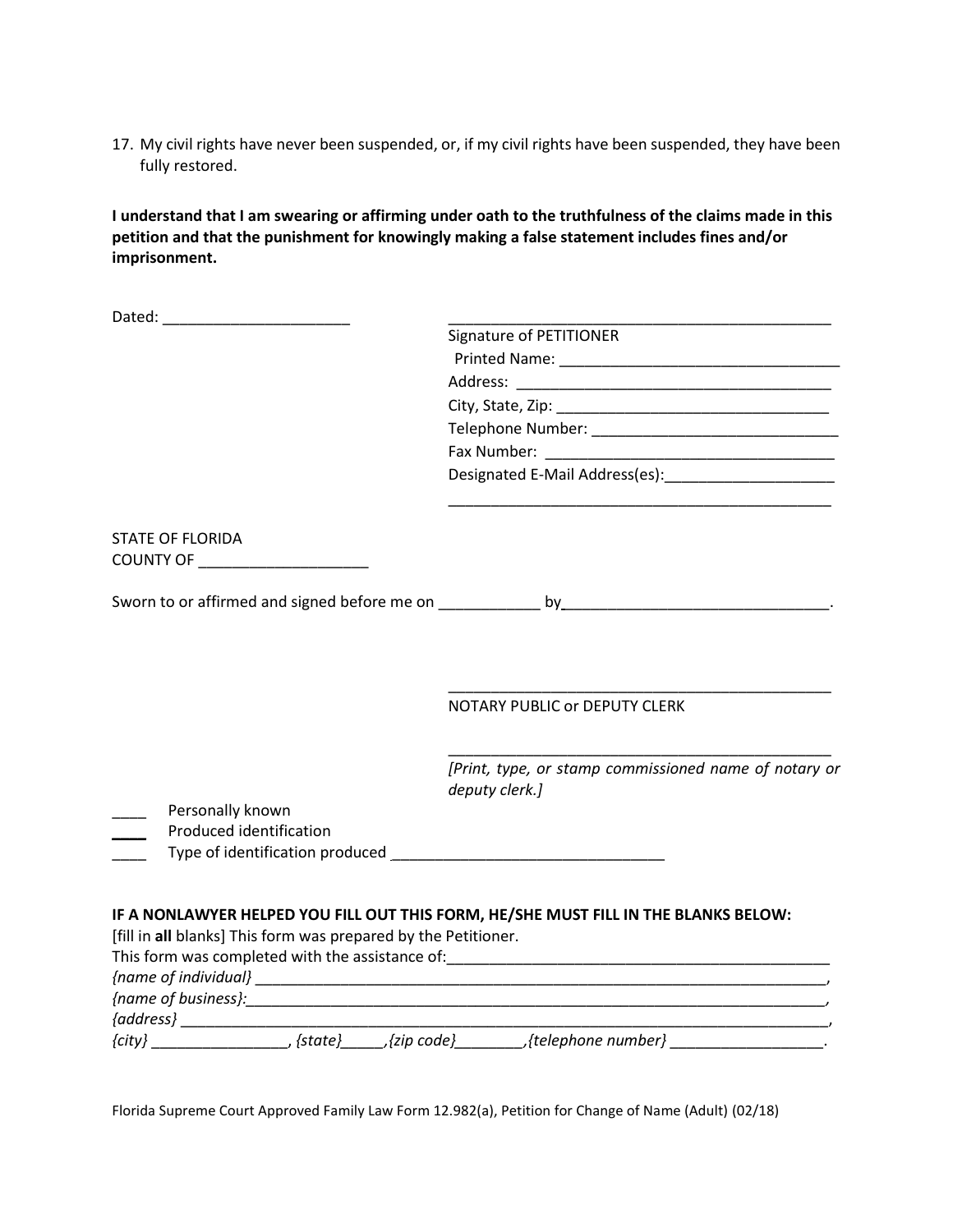17. My civil rights have never been suspended, or, if my civil rights have been suspended, they have been fully restored.

**I understand that I am swearing or affirming under oath to the truthfulness of the claims made in this petition and that the punishment for knowingly making a false statement includes fines and/or imprisonment.**

Dated: ______________________

_______________________________________________
Signature of PETITIONER
Printed Name: _________________________________
Address: _____________________________________
City, State, Zip: _________________________________
Telephone Number: _____________________________
Fax Number: __________________________________
Designated E-Mail Address(es):____________________
_______________________________________________

STATE OF FLORIDA
COUNTY OF ____________________

Sworn to or affirmed and signed before me on ____________ by_______________________________.

_______________________________________________
NOTARY PUBLIC or DEPUTY CLERK

_______________________________________________
*[Print, type, or stamp commissioned name of notary or deputy clerk.]*

____ Personally known
____ Produced identification
____ Type of identification produced _______________________________

**IF A NONLAWYER HELPED YOU FILL OUT THIS FORM, HE/SHE MUST FILL IN THE BLANKS BELOW:**
[fill in **all** blanks] This form was prepared by the Petitioner.
This form was completed with the assistance of:_____________________________________________
*{name of individual}* _____________________________________________________________________,
*{name of business}:*_____________________________________________________________________,
*{address}* ______________________________________________________________________________,
*{city}* ________________, *{state}*_____,*{zip code}*________,*{telephone number}* __________________.

Florida Supreme Court Approved Family Law Form 12.982(a), Petition for Change of Name (Adult) (02/18)